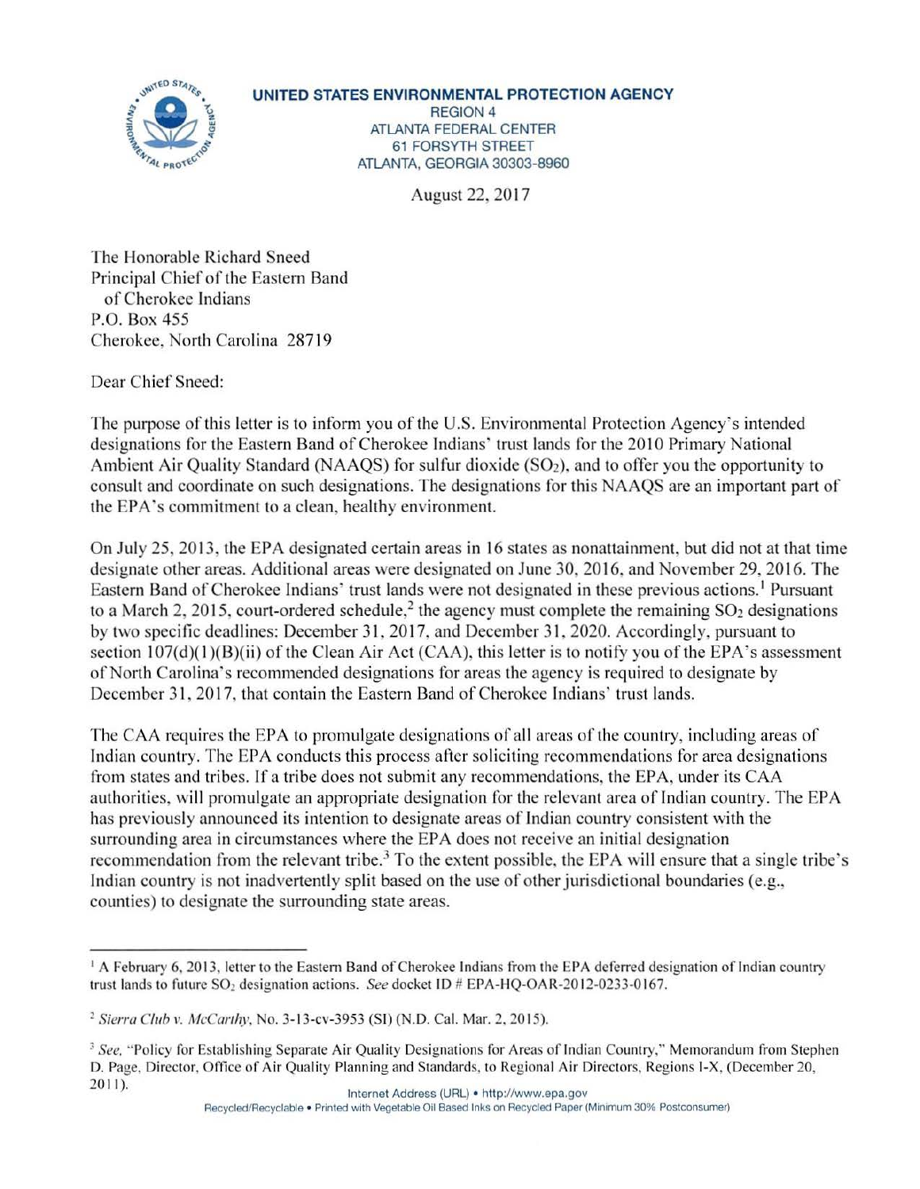**UNITED STATES ENVIRONMENTAL PROTECTION AGENCY**
REGION 4
ATLANTA FEDERAL CENTER
61 FORSYTH STREET
ATLANTA, GEORGIA 30303-8960

August 22, 2017

The Honorable Richard Sneed
Principal Chief of the Eastern Band
of Cherokee Indians
P.O. Box 455
Cherokee, North Carolina 28719

Dear Chief Sneed:

The purpose of this letter is to inform you of the U.S. Environmental Protection Agency's intended designations for the Eastern Band of Cherokee Indians' trust lands for the 2010 Primary National Ambient Air Quality Standard (NAAQS) for sulfur dioxide ($SO_2$), and to offer you the opportunity to consult and coordinate on such designations. The designations for this NAAQS are an important part of the EPA's commitment to a clean, healthy environment.

On July 25, 2013, the EPA designated certain areas in 16 states as nonattainment, but did not at that time designate other areas. Additional areas were designated on June 30, 2016, and November 29, 2016. The Eastern Band of Cherokee Indians' trust lands were not designated in these previous actions.[1] Pursuant to a March 2, 2015, court-ordered schedule,[2] the agency must complete the remaining $SO_2$ designations by two specific deadlines: December 31, 2017, and December 31, 2020. Accordingly, pursuant to section 107(d)(1)(B)(ii) of the Clean Air Act (CAA), this letter is to notify you of the EPA's assessment of North Carolina's recommended designations for areas the agency is required to designate by December 31, 2017, that contain the Eastern Band of Cherokee Indians' trust lands.

The CAA requires the EPA to promulgate designations of all areas of the country, including areas of Indian country. The EPA conducts this process after soliciting recommendations for area designations from states and tribes. If a tribe does not submit any recommendations, the EPA, under its CAA authorities, will promulgate an appropriate designation for the relevant area of Indian country. The EPA has previously announced its intention to designate areas of Indian country consistent with the surrounding area in circumstances where the EPA does not receive an initial designation recommendation from the relevant tribe.[3] To the extent possible, the EPA will ensure that a single tribe's Indian country is not inadvertently split based on the use of other jurisdictional boundaries (e.g., counties) to designate the surrounding state areas.

---

[1] A February 6, 2013, letter to the Eastern Band of Cherokee Indians from the EPA deferred designation of Indian country trust lands to future $SO_2$ designation actions. *See* docket ID # EPA-HQ-OAR-2012-0233-0167.

[2] *Sierra Club v. McCarthy*, No. 3-13-cv-3953 (SI) (N.D. Cal. Mar. 2, 2015).

[3] *See*, "Policy for Establishing Separate Air Quality Designations for Areas of Indian Country," Memorandum from Stephen D. Page, Director, Office of Air Quality Planning and Standards, to Regional Air Directors, Regions I-X, (December 20, 2011).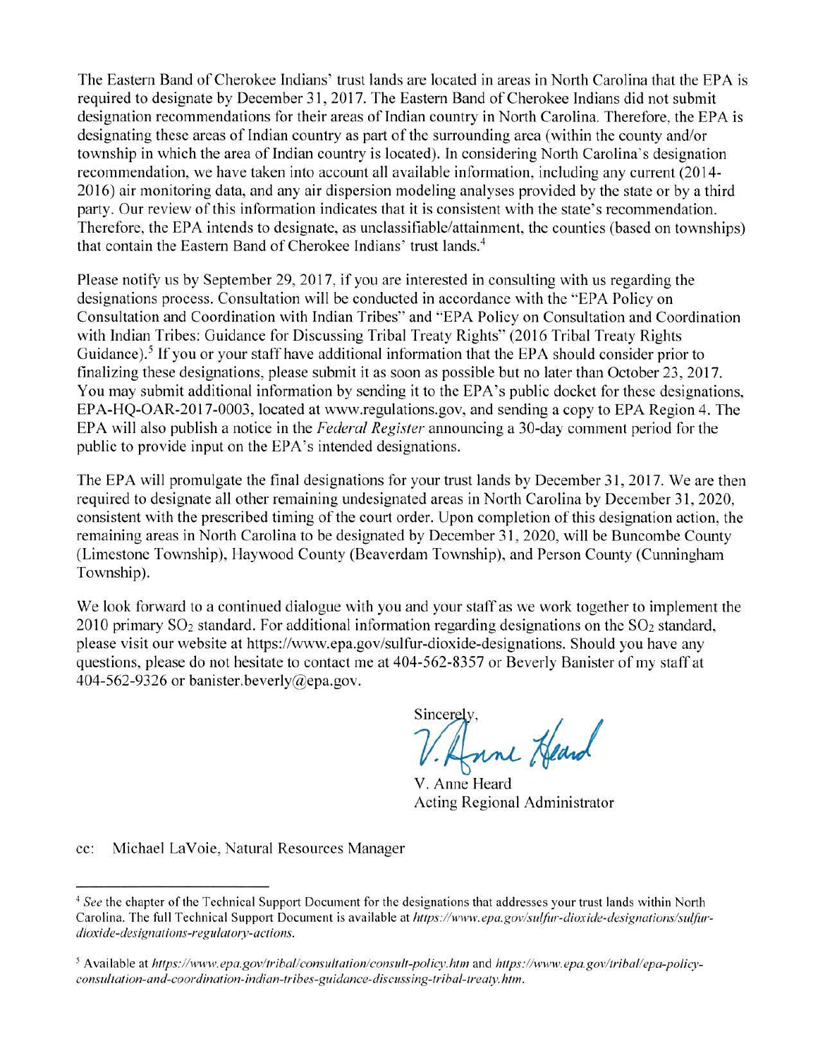The Eastern Band of Cherokee Indians' trust lands are located in areas in North Carolina that the EPA is required to designate by December 31, 2017. The Eastern Band of Cherokee Indians did not submit designation recommendations for their areas of Indian country in North Carolina. Therefore, the EPA is designating these areas of Indian country as part of the surrounding area (within the county and/or township in which the area of Indian country is located). In considering North Carolina's designation recommendation, we have taken into account all available information, including any current (2014-2016) air monitoring data, and any air dispersion modeling analyses provided by the state or by a third party. Our review of this information indicates that it is consistent with the state's recommendation. Therefore, the EPA intends to designate, as unclassifiable/attainment, the counties (based on townships) that contain the Eastern Band of Cherokee Indians' trust lands.[4]

Please notify us by September 29, 2017, if you are interested in consulting with us regarding the designations process. Consultation will be conducted in accordance with the "EPA Policy on Consultation and Coordination with Indian Tribes" and "EPA Policy on Consultation and Coordination with Indian Tribes: Guidance for Discussing Tribal Treaty Rights" (2016 Tribal Treaty Rights Guidance).[5] If you or your staff have additional information that the EPA should consider prior to finalizing these designations, please submit it as soon as possible but no later than October 23, 2017. You may submit additional information by sending it to the EPA's public docket for these designations, EPA-HQ-OAR-2017-0003, located at www.regulations.gov, and sending a copy to EPA Region 4. The EPA will also publish a notice in the *Federal Register* announcing a 30-day comment period for the public to provide input on the EPA's intended designations.

The EPA will promulgate the final designations for your trust lands by December 31, 2017. We are then required to designate all other remaining undesignated areas in North Carolina by December 31, 2020, consistent with the prescribed timing of the court order. Upon completion of this designation action, the remaining areas in North Carolina to be designated by December 31, 2020, will be Buncombe County (Limestone Township), Haywood County (Beaverdam Township), and Person County (Cunningham Township).

We look forward to a continued dialogue with you and your staff as we work together to implement the 2010 primary $SO_2$ standard. For additional information regarding designations on the $SO_2$ standard, please visit our website at https://www.epa.gov/sulfur-dioxide-designations. Should you have any questions, please do not hesitate to contact me at 404-562-8357 or Beverly Banister of my staff at 404-562-9326 or banister.beverly@epa.gov.

Sincerely,

V. Anne Heard

V. Anne Heard
Acting Regional Administrator

cc: Michael LaVoie, Natural Resources Manager

---

[4] *See* the chapter of the Technical Support Document for the designations that addresses your trust lands within North Carolina. The full Technical Support Document is available at *https://www.epa.gov/sulfur-dioxide-designations/sulfur-dioxide-designations-regulatory-actions.*

[5] Available at *https://www.epa.gov/tribal/consultation/consult-policy.htm* and *https://www.epa.gov/tribal/epa-policy-consultation-and-coordination-indian-tribes-guidance-discussing-tribal-treaty.htm.*